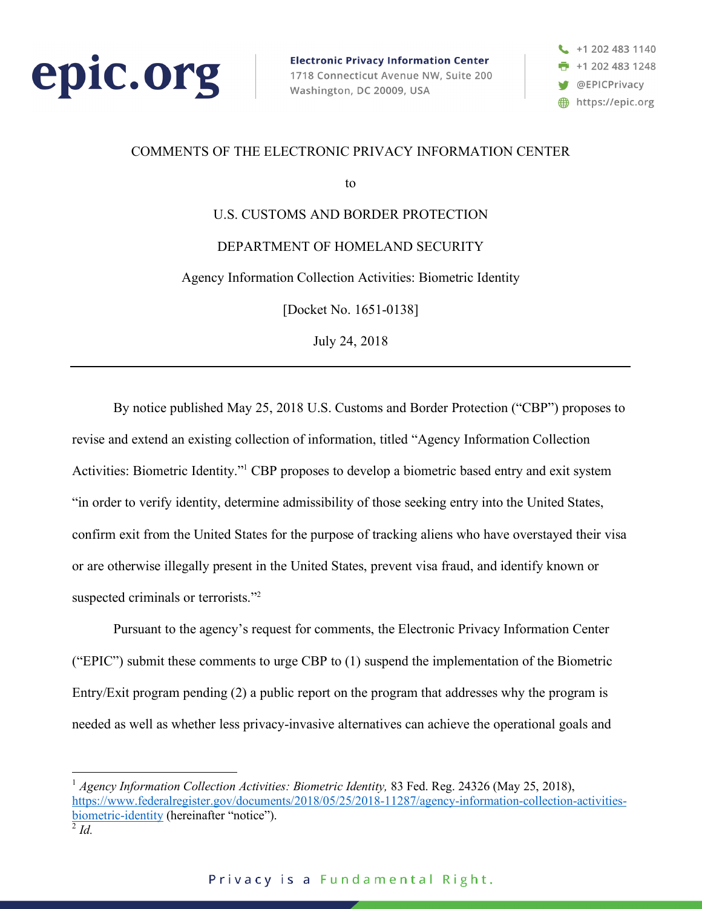epic.org

**Electronic Privacy Information Center**
1718 Connecticut Avenue NW, Suite 200
Washington, DC 20009, USA

+1 202 483 1140
+1 202 483 1248
@EPICPrivacy
https://epic.org

COMMENTS OF THE ELECTRONIC PRIVACY INFORMATION CENTER

to

U.S. CUSTOMS AND BORDER PROTECTION

DEPARTMENT OF HOMELAND SECURITY

Agency Information Collection Activities: Biometric Identity

[Docket No. 1651-0138]

July 24, 2018

---

By notice published May 25, 2018 U.S. Customs and Border Protection ("CBP") proposes to revise and extend an existing collection of information, titled "Agency Information Collection Activities: Biometric Identity."[1] CBP proposes to develop a biometric based entry and exit system "in order to verify identity, determine admissibility of those seeking entry into the United States, confirm exit from the United States for the purpose of tracking aliens who have overstayed their visa or are otherwise illegally present in the United States, prevent visa fraud, and identify known or suspected criminals or terrorists."[2]

Pursuant to the agency's request for comments, the Electronic Privacy Information Center ("EPIC") submit these comments to urge CBP to (1) suspend the implementation of the Biometric Entry/Exit program pending (2) a public report on the program that addresses why the program is needed as well as whether less privacy-invasive alternatives can achieve the operational goals and

---

[1] *Agency Information Collection Activities: Biometric Identity,* 83 Fed. Reg. 24326 (May 25, 2018), https://www.federalregister.gov/documents/2018/05/25/2018-11287/agency-information-collection-activities-biometric-identity (hereinafter "notice").

[2] *Id.*

Privacy is a Fundamental Right.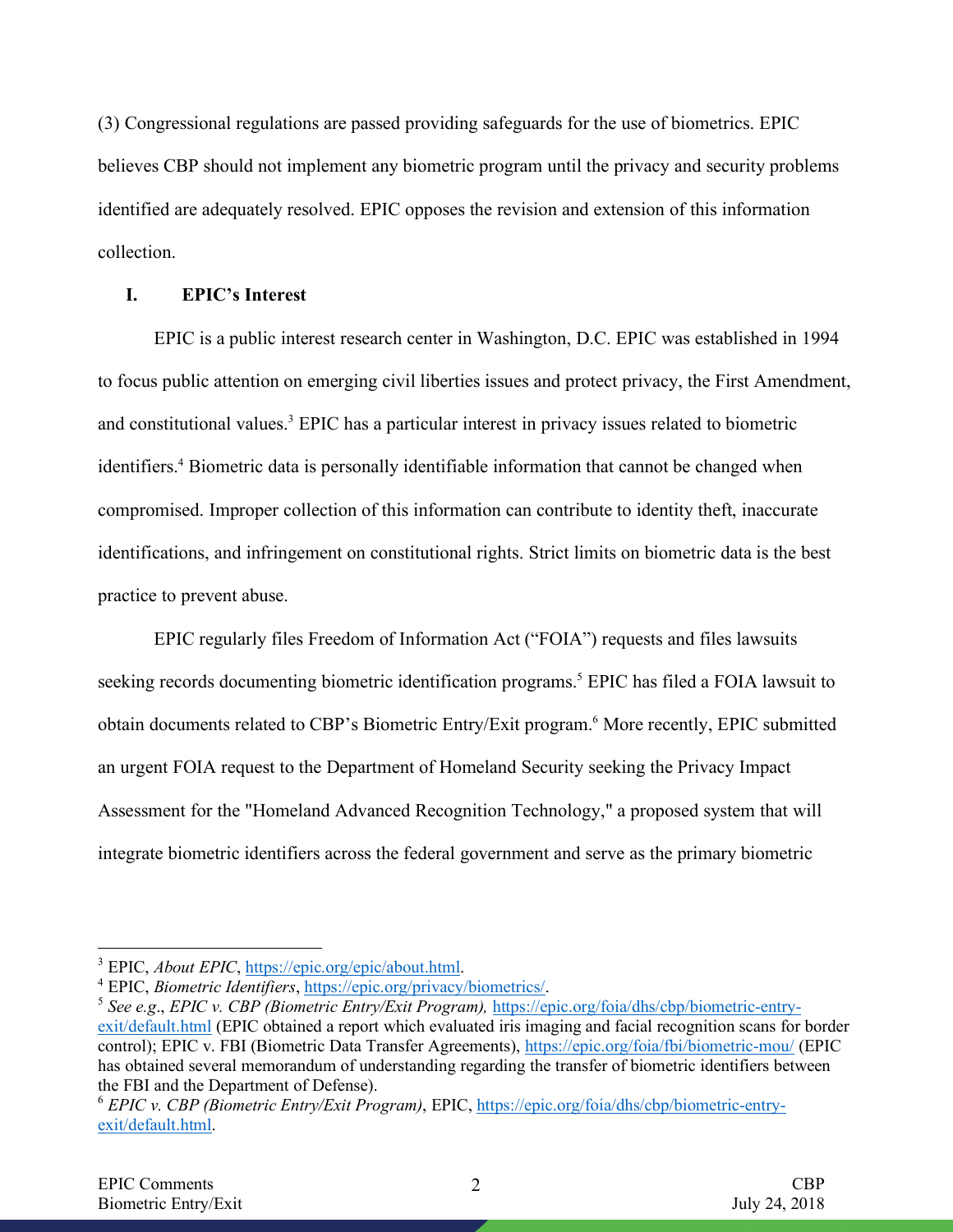(3) Congressional regulations are passed providing safeguards for the use of biometrics. EPIC believes CBP should not implement any biometric program until the privacy and security problems identified are adequately resolved. EPIC opposes the revision and extension of this information collection.

## I. EPIC's Interest

EPIC is a public interest research center in Washington, D.C. EPIC was established in 1994 to focus public attention on emerging civil liberties issues and protect privacy, the First Amendment, and constitutional values.[3] EPIC has a particular interest in privacy issues related to biometric identifiers.[4] Biometric data is personally identifiable information that cannot be changed when compromised. Improper collection of this information can contribute to identity theft, inaccurate identifications, and infringement on constitutional rights. Strict limits on biometric data is the best practice to prevent abuse.

EPIC regularly files Freedom of Information Act ("FOIA") requests and files lawsuits seeking records documenting biometric identification programs.[5] EPIC has filed a FOIA lawsuit to obtain documents related to CBP's Biometric Entry/Exit program.[6] More recently, EPIC submitted an urgent FOIA request to the Department of Homeland Security seeking the Privacy Impact Assessment for the "Homeland Advanced Recognition Technology," a proposed system that will integrate biometric identifiers across the federal government and serve as the primary biometric

---

[3] EPIC, *About EPIC*, https://epic.org/epic/about.html.

[4] EPIC, *Biometric Identifiers*, https://epic.org/privacy/biometrics/.

[5] *See e.g*., *EPIC v. CBP (Biometric Entry/Exit Program),* https://epic.org/foia/dhs/cbp/biometric-entry-exit/default.html (EPIC obtained a report which evaluated iris imaging and facial recognition scans for border control); EPIC v. FBI (Biometric Data Transfer Agreements), https://epic.org/foia/fbi/biometric-mou/ (EPIC has obtained several memorandum of understanding regarding the transfer of biometric identifiers between the FBI and the Department of Defense).

[6] *EPIC v. CBP (Biometric Entry/Exit Program)*, EPIC, https://epic.org/foia/dhs/cbp/biometric-entry-exit/default.html.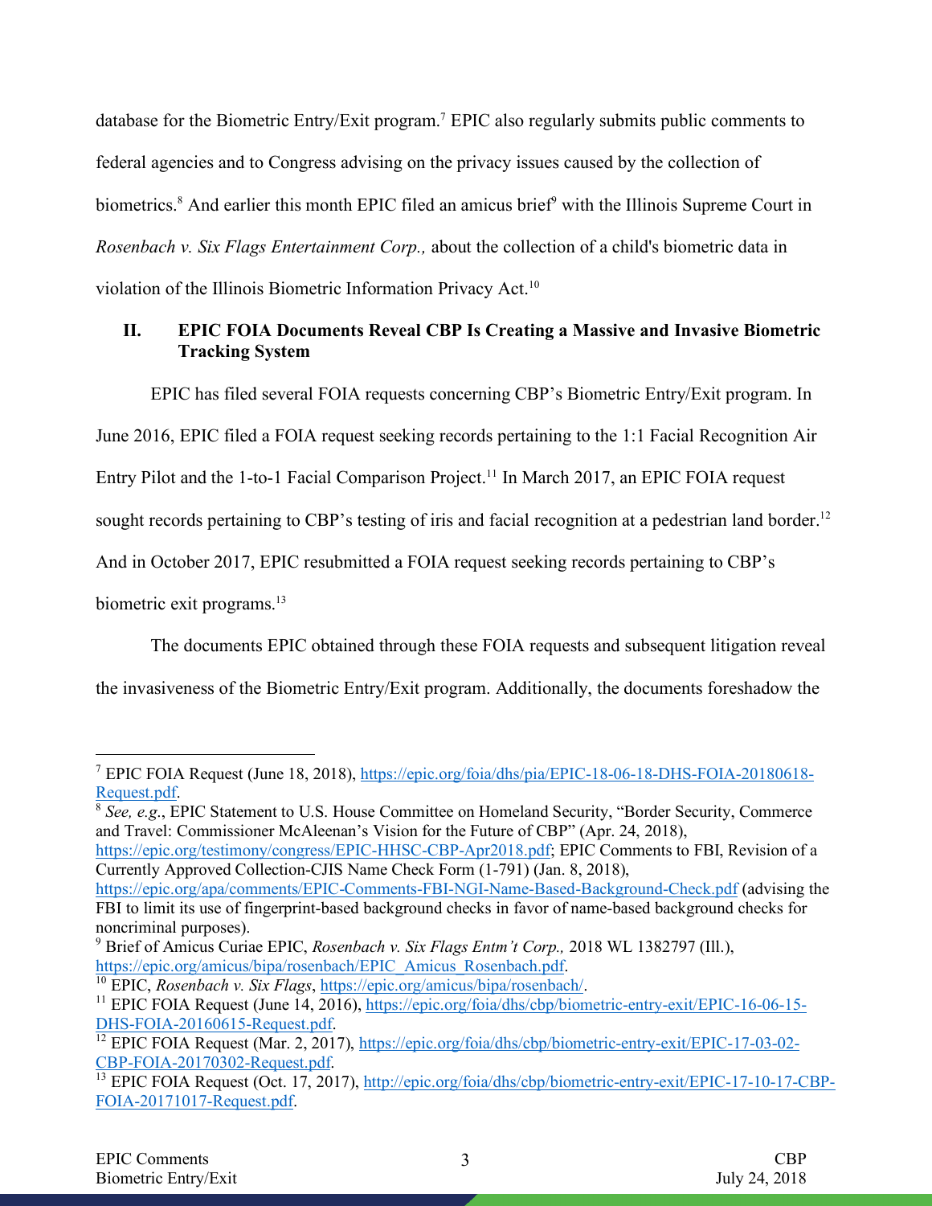database for the Biometric Entry/Exit program.[7] EPIC also regularly submits public comments to federal agencies and to Congress advising on the privacy issues caused by the collection of biometrics.[8] And earlier this month EPIC filed an amicus brief[9] with the Illinois Supreme Court in *Rosenbach v. Six Flags Entertainment Corp.,* about the collection of a child's biometric data in violation of the Illinois Biometric Information Privacy Act.[10]

## II. EPIC FOIA Documents Reveal CBP Is Creating a Massive and Invasive Biometric Tracking System

EPIC has filed several FOIA requests concerning CBP's Biometric Entry/Exit program. In June 2016, EPIC filed a FOIA request seeking records pertaining to the 1:1 Facial Recognition Air Entry Pilot and the 1-to-1 Facial Comparison Project.[11] In March 2017, an EPIC FOIA request sought records pertaining to CBP's testing of iris and facial recognition at a pedestrian land border.[12] And in October 2017, EPIC resubmitted a FOIA request seeking records pertaining to CBP's biometric exit programs.[13]

The documents EPIC obtained through these FOIA requests and subsequent litigation reveal the invasiveness of the Biometric Entry/Exit program. Additionally, the documents foreshadow the

---

[7] EPIC FOIA Request (June 18, 2018), https://epic.org/foia/dhs/pia/EPIC-18-06-18-DHS-FOIA-20180618-Request.pdf.

[8] *See, e.g.*, EPIC Statement to U.S. House Committee on Homeland Security, "Border Security, Commerce and Travel: Commissioner McAleenan's Vision for the Future of CBP" (Apr. 24, 2018), https://epic.org/testimony/congress/EPIC-HHSC-CBP-Apr2018.pdf; EPIC Comments to FBI, Revision of a Currently Approved Collection-CJIS Name Check Form (1-791) (Jan. 8, 2018), https://epic.org/apa/comments/EPIC-Comments-FBI-NGI-Name-Based-Background-Check.pdf (advising the FBI to limit its use of fingerprint-based background checks in favor of name-based background checks for noncriminal purposes).

[9] Brief of Amicus Curiae EPIC, *Rosenbach v. Six Flags Entm't Corp.,* 2018 WL 1382797 (Ill.), https://epic.org/amicus/bipa/rosenbach/EPIC_Amicus_Rosenbach.pdf.

[10] EPIC, *Rosenbach v. Six Flags*, https://epic.org/amicus/bipa/rosenbach/.

[11] EPIC FOIA Request (June 14, 2016), https://epic.org/foia/dhs/cbp/biometric-entry-exit/EPIC-16-06-15-DHS-FOIA-20160615-Request.pdf.

[12] EPIC FOIA Request (Mar. 2, 2017), https://epic.org/foia/dhs/cbp/biometric-entry-exit/EPIC-17-03-02-CBP-FOIA-20170302-Request.pdf.

[13] EPIC FOIA Request (Oct. 17, 2017), http://epic.org/foia/dhs/cbp/biometric-entry-exit/EPIC-17-10-17-CBP-FOIA-20171017-Request.pdf.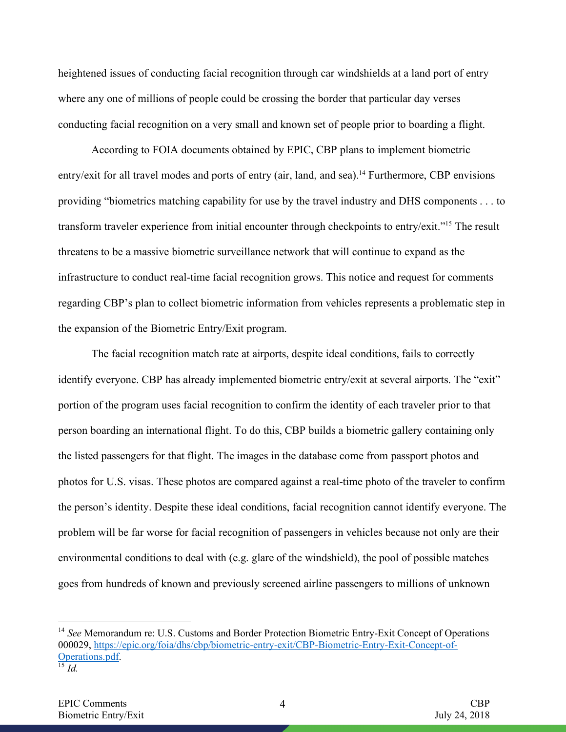heightened issues of conducting facial recognition through car windshields at a land port of entry where any one of millions of people could be crossing the border that particular day verses conducting facial recognition on a very small and known set of people prior to boarding a flight.

According to FOIA documents obtained by EPIC, CBP plans to implement biometric entry/exit for all travel modes and ports of entry (air, land, and sea).[14] Furthermore, CBP envisions providing "biometrics matching capability for use by the travel industry and DHS components . . . to transform traveler experience from initial encounter through checkpoints to entry/exit."[15] The result threatens to be a massive biometric surveillance network that will continue to expand as the infrastructure to conduct real-time facial recognition grows. This notice and request for comments regarding CBP's plan to collect biometric information from vehicles represents a problematic step in the expansion of the Biometric Entry/Exit program.

The facial recognition match rate at airports, despite ideal conditions, fails to correctly identify everyone. CBP has already implemented biometric entry/exit at several airports. The "exit" portion of the program uses facial recognition to confirm the identity of each traveler prior to that person boarding an international flight. To do this, CBP builds a biometric gallery containing only the listed passengers for that flight. The images in the database come from passport photos and photos for U.S. visas. These photos are compared against a real-time photo of the traveler to confirm the person's identity. Despite these ideal conditions, facial recognition cannot identify everyone. The problem will be far worse for facial recognition of passengers in vehicles because not only are their environmental conditions to deal with (e.g. glare of the windshield), the pool of possible matches goes from hundreds of known and previously screened airline passengers to millions of unknown

---

[14] *See* Memorandum re: U.S. Customs and Border Protection Biometric Entry-Exit Concept of Operations 000029, [https://epic.org/foia/dhs/cbp/biometric-entry-exit/CBP-Biometric-Entry-Exit-Concept-of-Operations.pdf](https://epic.org/foia/dhs/cbp/biometric-entry-exit/CBP-Biometric-Entry-Exit-Concept-of-Operations.pdf).

[15] *Id.*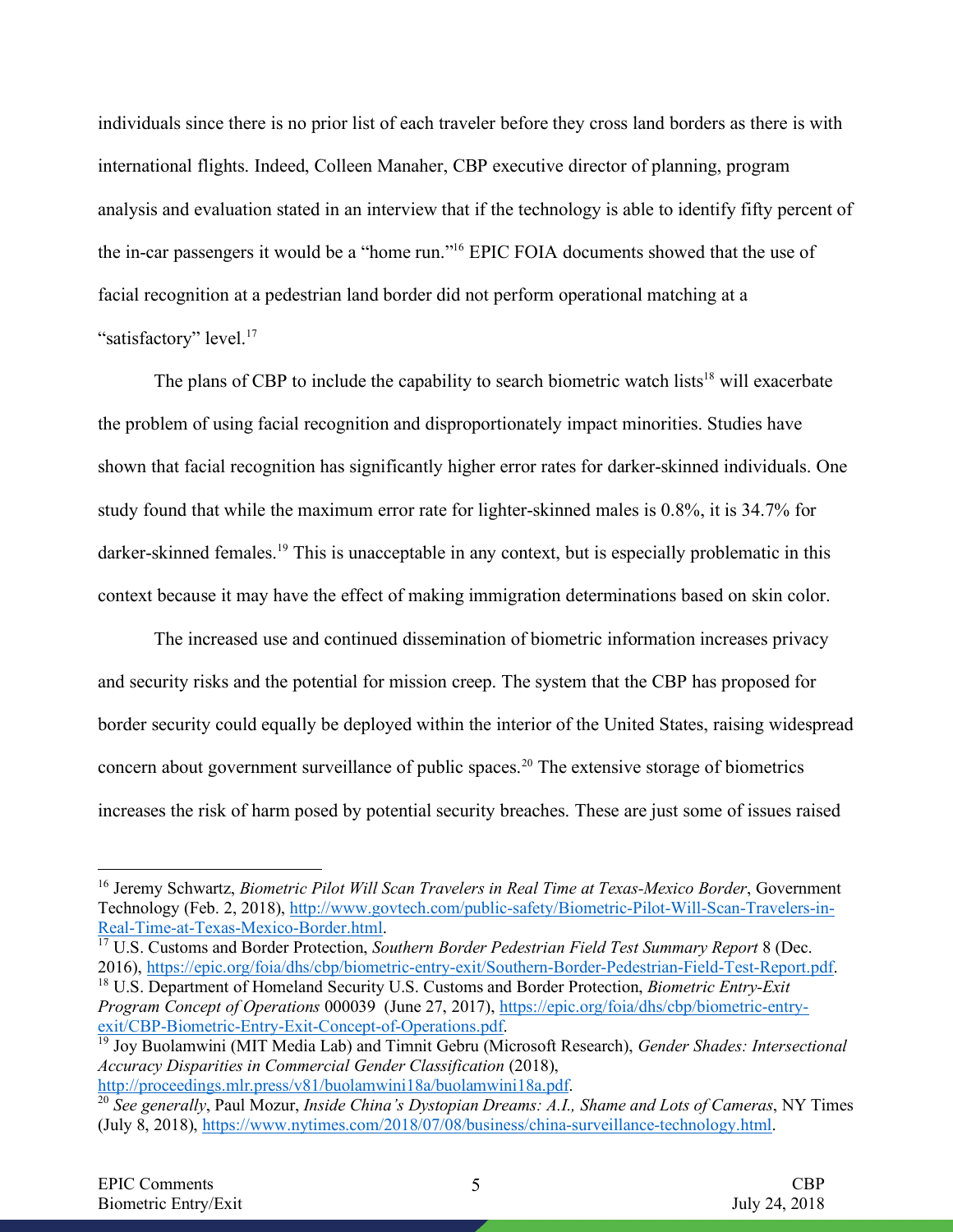individuals since there is no prior list of each traveler before they cross land borders as there is with international flights. Indeed, Colleen Manaher, CBP executive director of planning, program analysis and evaluation stated in an interview that if the technology is able to identify fifty percent of the in-car passengers it would be a "home run."[16] EPIC FOIA documents showed that the use of facial recognition at a pedestrian land border did not perform operational matching at a "satisfactory" level.[17]

The plans of CBP to include the capability to search biometric watch lists[18] will exacerbate the problem of using facial recognition and disproportionately impact minorities. Studies have shown that facial recognition has significantly higher error rates for darker-skinned individuals. One study found that while the maximum error rate for lighter-skinned males is 0.8%, it is 34.7% for darker-skinned females.[19] This is unacceptable in any context, but is especially problematic in this context because it may have the effect of making immigration determinations based on skin color.

The increased use and continued dissemination of biometric information increases privacy and security risks and the potential for mission creep. The system that the CBP has proposed for border security could equally be deployed within the interior of the United States, raising widespread concern about government surveillance of public spaces.[20] The extensive storage of biometrics increases the risk of harm posed by potential security breaches. These are just some of issues raised

---

[16] Jeremy Schwartz, *Biometric Pilot Will Scan Travelers in Real Time at Texas-Mexico Border*, Government Technology (Feb. 2, 2018), http://www.govtech.com/public-safety/Biometric-Pilot-Will-Scan-Travelers-in-Real-Time-at-Texas-Mexico-Border.html.

[17] U.S. Customs and Border Protection, *Southern Border Pedestrian Field Test Summary Report* 8 (Dec. 2016), https://epic.org/foia/dhs/cbp/biometric-entry-exit/Southern-Border-Pedestrian-Field-Test-Report.pdf.

[18] U.S. Department of Homeland Security U.S. Customs and Border Protection, *Biometric Entry-Exit Program Concept of Operations* 000039 (June 27, 2017), https://epic.org/foia/dhs/cbp/biometric-entry-exit/CBP-Biometric-Entry-Exit-Concept-of-Operations.pdf.

[19] Joy Buolamwini (MIT Media Lab) and Timnit Gebru (Microsoft Research), *Gender Shades: Intersectional Accuracy Disparities in Commercial Gender Classification* (2018), http://proceedings.mlr.press/v81/buolamwini18a/buolamwini18a.pdf.

[20] *See generally*, Paul Mozur, *Inside China's Dystopian Dreams: A.I., Shame and Lots of Cameras*, NY Times (July 8, 2018), https://www.nytimes.com/2018/07/08/business/china-surveillance-technology.html.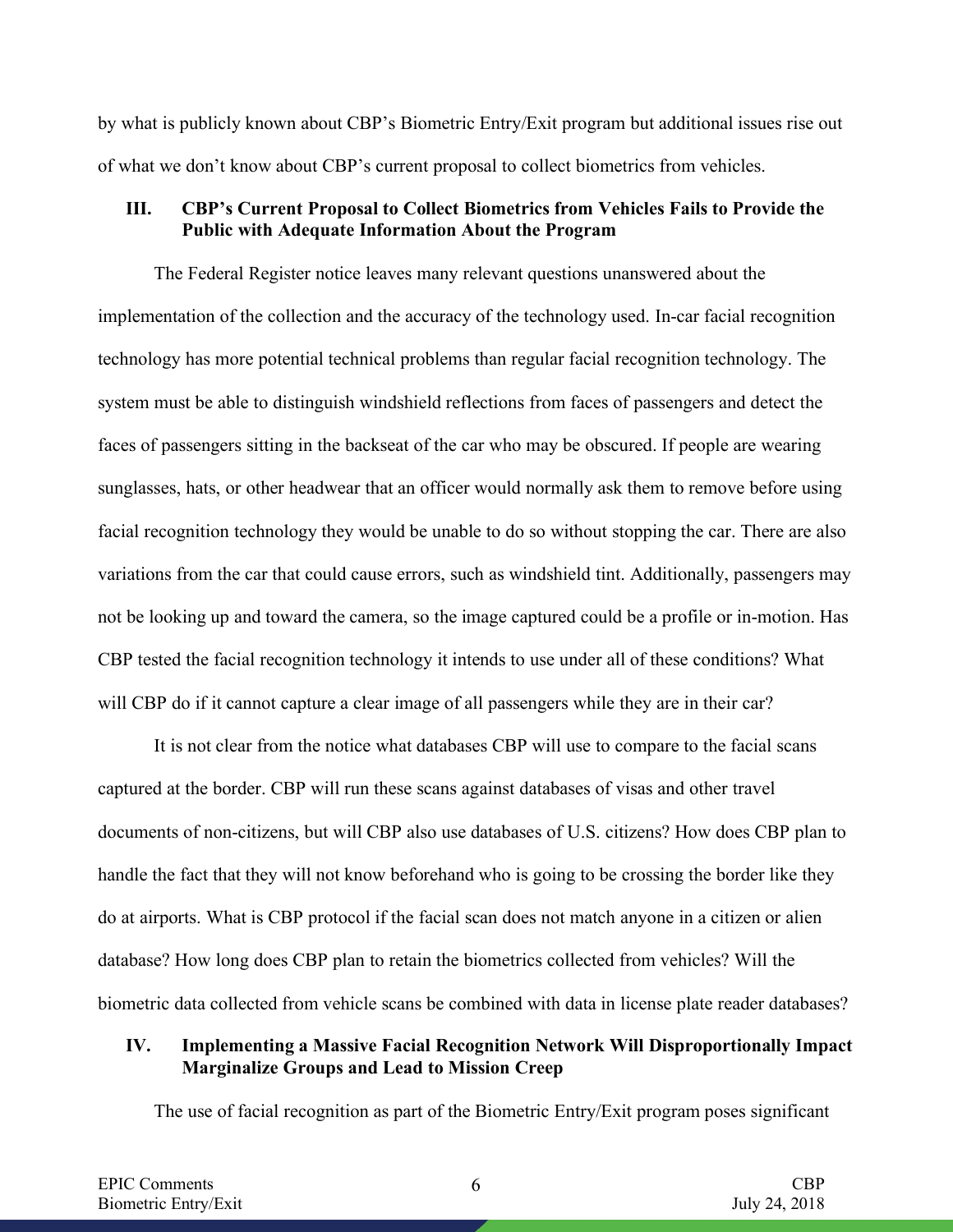by what is publicly known about CBP's Biometric Entry/Exit program but additional issues rise out of what we don't know about CBP's current proposal to collect biometrics from vehicles.

## III. CBP's Current Proposal to Collect Biometrics from Vehicles Fails to Provide the Public with Adequate Information About the Program

The Federal Register notice leaves many relevant questions unanswered about the implementation of the collection and the accuracy of the technology used. In-car facial recognition technology has more potential technical problems than regular facial recognition technology. The system must be able to distinguish windshield reflections from faces of passengers and detect the faces of passengers sitting in the backseat of the car who may be obscured. If people are wearing sunglasses, hats, or other headwear that an officer would normally ask them to remove before using facial recognition technology they would be unable to do so without stopping the car. There are also variations from the car that could cause errors, such as windshield tint. Additionally, passengers may not be looking up and toward the camera, so the image captured could be a profile or in-motion. Has CBP tested the facial recognition technology it intends to use under all of these conditions? What will CBP do if it cannot capture a clear image of all passengers while they are in their car?

It is not clear from the notice what databases CBP will use to compare to the facial scans captured at the border. CBP will run these scans against databases of visas and other travel documents of non-citizens, but will CBP also use databases of U.S. citizens? How does CBP plan to handle the fact that they will not know beforehand who is going to be crossing the border like they do at airports. What is CBP protocol if the facial scan does not match anyone in a citizen or alien database? How long does CBP plan to retain the biometrics collected from vehicles? Will the biometric data collected from vehicle scans be combined with data in license plate reader databases?

## IV. Implementing a Massive Facial Recognition Network Will Disproportionally Impact Marginalize Groups and Lead to Mission Creep

The use of facial recognition as part of the Biometric Entry/Exit program poses significant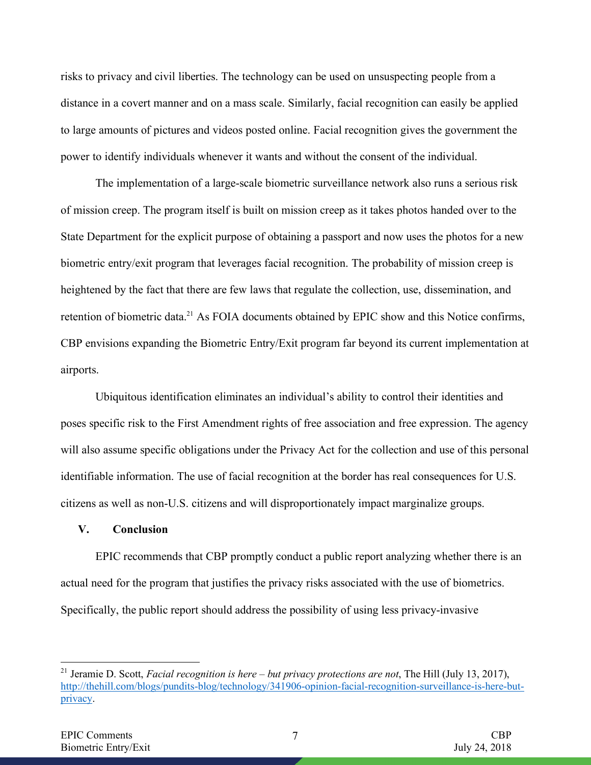risks to privacy and civil liberties. The technology can be used on unsuspecting people from a distance in a covert manner and on a mass scale. Similarly, facial recognition can easily be applied to large amounts of pictures and videos posted online. Facial recognition gives the government the power to identify individuals whenever it wants and without the consent of the individual.

The implementation of a large-scale biometric surveillance network also runs a serious risk of mission creep. The program itself is built on mission creep as it takes photos handed over to the State Department for the explicit purpose of obtaining a passport and now uses the photos for a new biometric entry/exit program that leverages facial recognition. The probability of mission creep is heightened by the fact that there are few laws that regulate the collection, use, dissemination, and retention of biometric data.[21] As FOIA documents obtained by EPIC show and this Notice confirms, CBP envisions expanding the Biometric Entry/Exit program far beyond its current implementation at airports.

Ubiquitous identification eliminates an individual's ability to control their identities and poses specific risk to the First Amendment rights of free association and free expression. The agency will also assume specific obligations under the Privacy Act for the collection and use of this personal identifiable information. The use of facial recognition at the border has real consequences for U.S. citizens as well as non-U.S. citizens and will disproportionately impact marginalize groups.

## V. Conclusion

EPIC recommends that CBP promptly conduct a public report analyzing whether there is an actual need for the program that justifies the privacy risks associated with the use of biometrics. Specifically, the public report should address the possibility of using less privacy-invasive

---

[21] Jeramie D. Scott, *Facial recognition is here – but privacy protections are not*, The Hill (July 13, 2017), http://thehill.com/blogs/pundits-blog/technology/341906-opinion-facial-recognition-surveillance-is-here-but-privacy.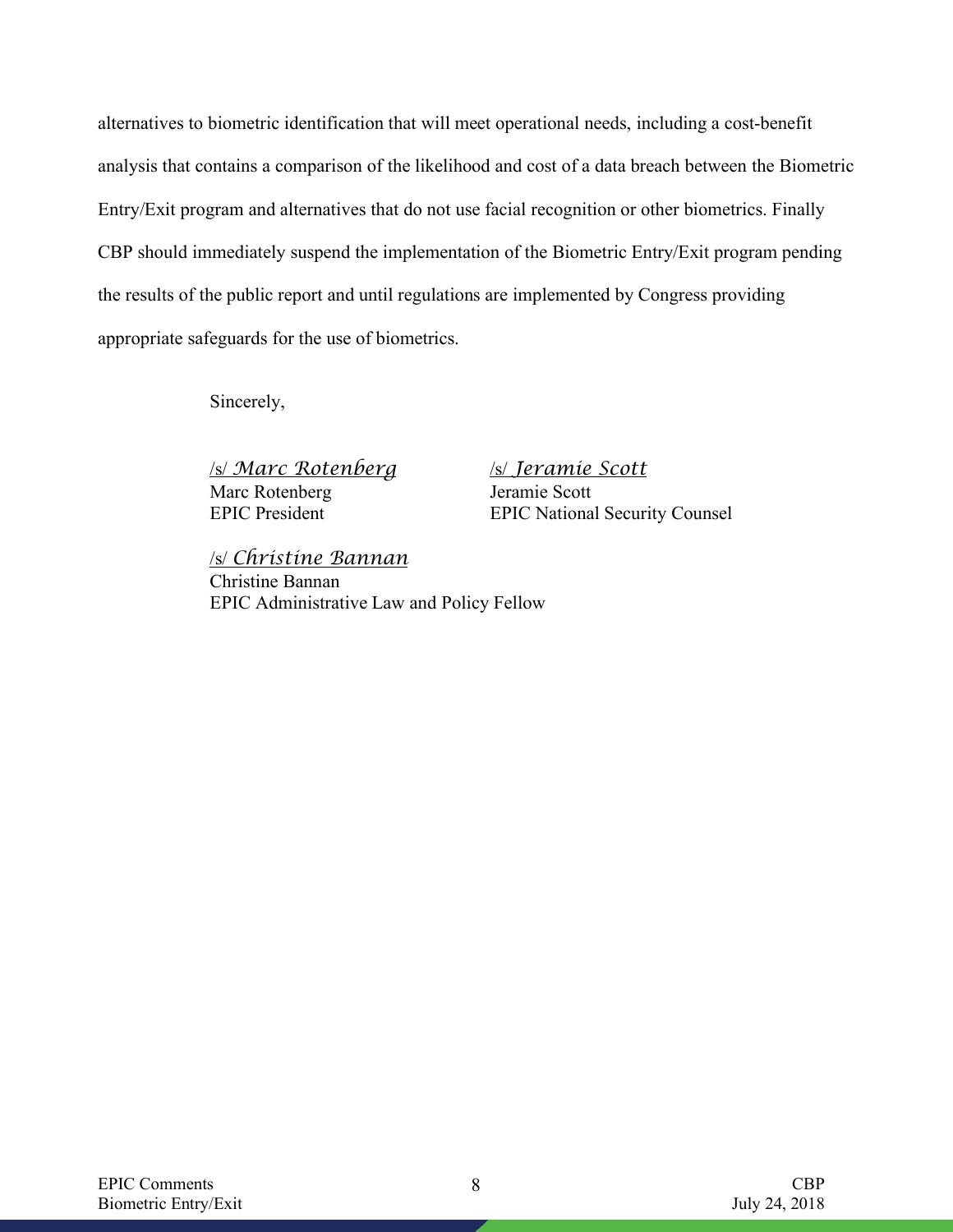alternatives to biometric identification that will meet operational needs, including a cost-benefit analysis that contains a comparison of the likelihood and cost of a data breach between the Biometric Entry/Exit program and alternatives that do not use facial recognition or other biometrics. Finally CBP should immediately suspend the implementation of the Biometric Entry/Exit program pending the results of the public report and until regulations are implemented by Congress providing appropriate safeguards for the use of biometrics.

Sincerely,

/s/ *Marc Rotenberg*
Marc Rotenberg
EPIC President

/s/ *Jeramie Scott*
Jeramie Scott
EPIC National Security Counsel

/s/ *Christine Bannan*
Christine Bannan
EPIC Administrative Law and Policy Fellow